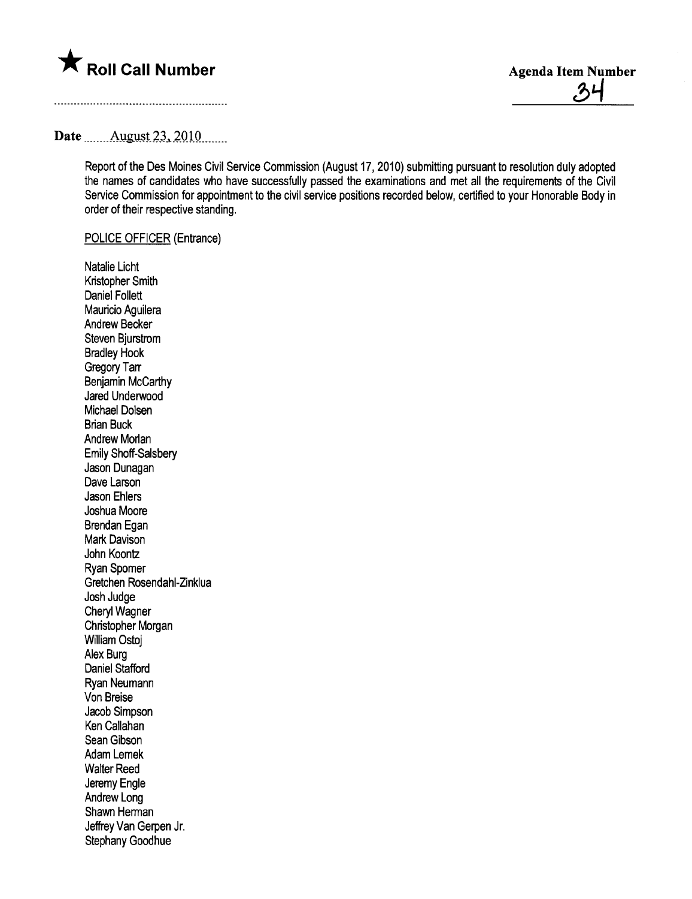★ **Roll Call Number**

**Agenda Item Number**
34

**Date** August 23, 2010

Report of the Des Moines Civil Service Commission (August 17, 2010) submitting pursuant to resolution duly adopted the names of candidates who have successfully passed the examinations and met all the requirements of the Civil Service Commission for appointment to the civil service positions recorded below, certified to your Honorable Body in order of their respective standing.

POLICE OFFICER (Entrance)

Natalie Licht
Kristopher Smith
Daniel Follett
Mauricio Aguilera
Andrew Becker
Steven Bjurstrom
Bradley Hook
Gregory Tarr
Benjamin McCarthy
Jared Underwood
Michael Dolsen
Brian Buck
Andrew Morlan
Emily Shoff-Salsbery
Jason Dunagan
Dave Larson
Jason Ehlers
Joshua Moore
Brendan Egan
Mark Davison
John Koontz
Ryan Spomer
Gretchen Rosendahl-Zinklua
Josh Judge
Cheryl Wagner
Christopher Morgan
William Ostoj
Alex Burg
Daniel Stafford
Ryan Neumann
Von Breise
Jacob Simpson
Ken Callahan
Sean Gibson
Adam Lemek
Walter Reed
Jeremy Engle
Andrew Long
Shawn Herman
Jeffrey Van Gerpen Jr.
Stephany Goodhue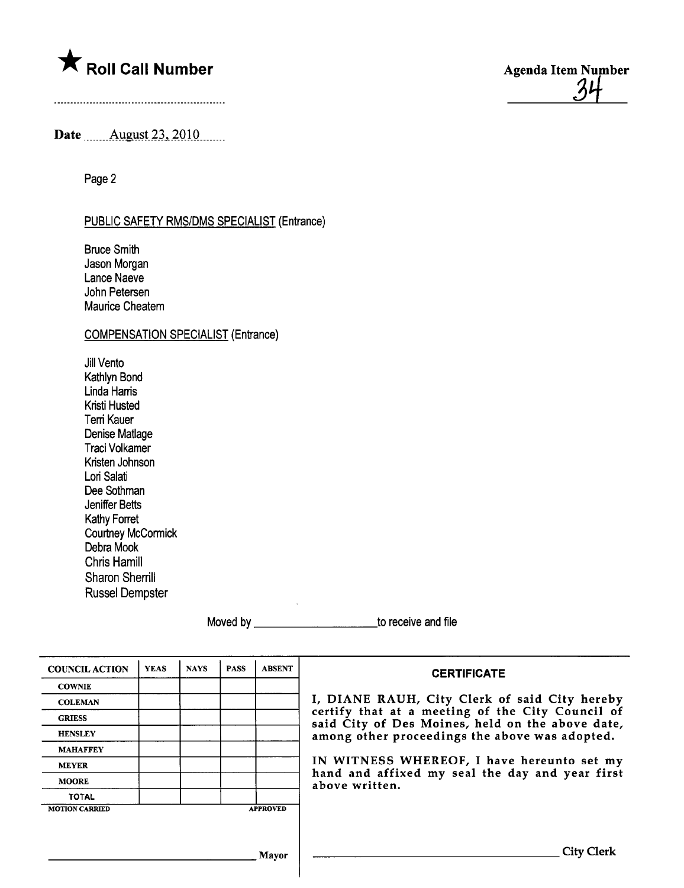★ **Roll Call Number**

**Agenda Item Number** 34

**Date** August 23, 2010

Page 2

PUBLIC SAFETY RMS/DMS SPECIALIST (Entrance)

Bruce Smith
Jason Morgan
Lance Naeve
John Petersen
Maurice Cheatem

COMPENSATION SPECIALIST (Entrance)

Jill Vento
Kathlyn Bond
Linda Harris
Kristi Husted
Terri Kauer
Denise Matlage
Traci Volkamer
Kristen Johnson
Lori Salati
Dee Sothman
Jeniffer Betts
Kathy Forret
Courtney McCormick
Debra Mook
Chris Hamill
Sharon Sherrill
Russel Dempster

Moved by ____________________ to receive and file

| COUNCIL ACTION | YEAS | NAYS | PASS | ABSENT |
|---|---|---|---|---|
| COWNIE | | | | |
| COLEMAN | | | | |
| GRIESS | | | | |
| HENSLEY | | | | |
| MAHAFFEY | | | | |
| MEYER | | | | |
| MOORE | | | | |
| TOTAL | | | | |

MOTION CARRIED APPROVED

______________________________ Mayor

**CERTIFICATE**

I, DIANE RAUH, City Clerk of said City hereby certify that at a meeting of the City Council of said City of Des Moines, held on the above date, among other proceedings the above was adopted.

IN WITNESS WHEREOF, I have hereunto set my hand and affixed my seal the day and year first above written.

______________________________ City Clerk